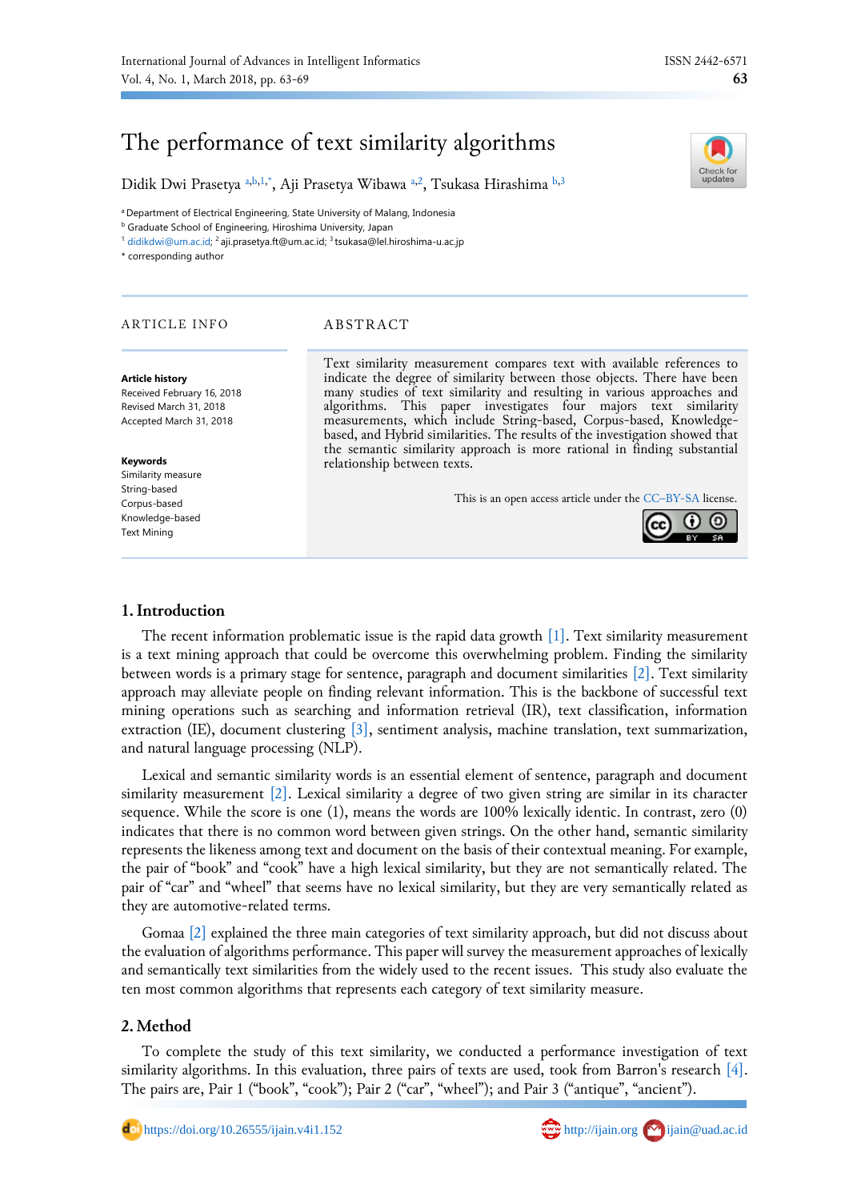# The performance of text similarity algorithms

Didik Dwi Prasetya [a,b,1,*], Aji Prasetya Wibawa [a,2], Tsukasa Hirashima [b,3]

[a] Department of Electrical Engineering, State University of Malang, Indonesia
[b] Graduate School of Engineering, Hiroshima University, Japan
[1] didikdwi@um.ac.id; [2] aji.prasetya.ft@um.ac.id; [3] tsukasa@lel.hiroshima-u.ac.jp
* corresponding author

## ARTICLE INFO

**Article history**
Received February 16, 2018
Revised March 31, 2018
Accepted March 31, 2018

**Keywords**
Similarity measure
String-based
Corpus-based
Knowledge-based
Text Mining

## ABSTRACT

Text similarity measurement compares text with available references to indicate the degree of similarity between those objects. There have been many studies of text similarity and resulting in various approaches and algorithms. This paper investigates four majors text similarity measurements, which include String-based, Corpus-based, Knowledge-based, and Hybrid similarities. The results of the investigation showed that the semantic similarity approach is more rational in finding substantial relationship between texts.

This is an open access article under the CC–BY-SA license.

## 1. Introduction

The recent information problematic issue is the rapid data growth [1]. Text similarity measurement is a text mining approach that could be overcome this overwhelming problem. Finding the similarity between words is a primary stage for sentence, paragraph and document similarities [2]. Text similarity approach may alleviate people on finding relevant information. This is the backbone of successful text mining operations such as searching and information retrieval (IR), text classification, information extraction (IE), document clustering [3], sentiment analysis, machine translation, text summarization, and natural language processing (NLP).

Lexical and semantic similarity words is an essential element of sentence, paragraph and document similarity measurement [2]. Lexical similarity a degree of two given string are similar in its character sequence. While the score is one (1), means the words are 100% lexically identic. In contrast, zero (0) indicates that there is no common word between given strings. On the other hand, semantic similarity represents the likeness among text and document on the basis of their contextual meaning. For example, the pair of "book" and "cook" have a high lexical similarity, but they are not semantically related. The pair of "car" and "wheel" that seems have no lexical similarity, but they are very semantically related as they are automotive-related terms.

Gomaa [2] explained the three main categories of text similarity approach, but did not discuss about the evaluation of algorithms performance. This paper will survey the measurement approaches of lexically and semantically text similarities from the widely used to the recent issues. This study also evaluate the ten most common algorithms that represents each category of text similarity measure.

## 2. Method

To complete the study of this text similarity, we conducted a performance investigation of text similarity algorithms. In this evaluation, three pairs of texts are used, took from Barron's research [4]. The pairs are, Pair 1 ("book", "cook"); Pair 2 ("car", "wheel"); and Pair 3 ("antique", "ancient").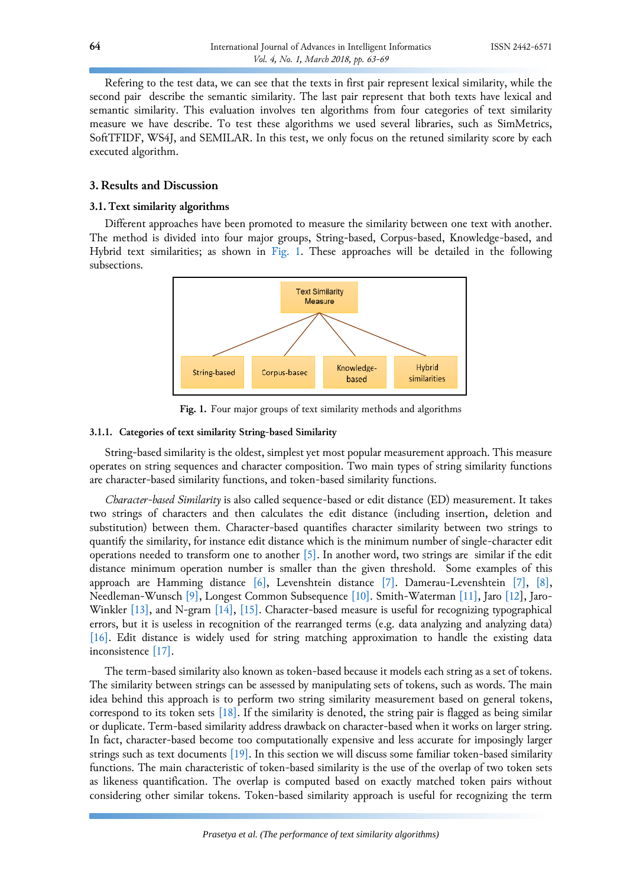Refering to the test data, we can see that the texts in first pair represent lexical similarity, while the second pair describe the semantic similarity. The last pair represent that both texts have lexical and semantic similarity. This evaluation involves ten algorithms from four categories of text similarity measure we have describe. To test these algorithms we used several libraries, such as SimMetrics, SoftTFIDF, WS4J, and SEMILAR. In this test, we only focus on the retuned similarity score by each executed algorithm.

## 3. Results and Discussion

### 3.1. Text similarity algorithms

Different approaches have been promoted to measure the similarity between one text with another. The method is divided into four major groups, String-based, Corpus-based, Knowledge-based, and Hybrid text similarities; as shown in Fig. 1. These approaches will be detailed in the following subsections.

Fig. 1. Four major groups of text similarity methods and algorithms

#### 3.1.1. Categories of text similarity String-based Similarity

String-based similarity is the oldest, simplest yet most popular measurement approach. This measure operates on string sequences and character composition. Two main types of string similarity functions are character-based similarity functions, and token-based similarity functions.

*Character-based Similarity* is also called sequence-based or edit distance (ED) measurement. It takes two strings of characters and then calculates the edit distance (including insertion, deletion and substitution) between them. Character-based quantifies character similarity between two strings to quantify the similarity, for instance edit distance which is the minimum number of single-character edit operations needed to transform one to another [5]. In another word, two strings are similar if the edit distance minimum operation number is smaller than the given threshold. Some examples of this approach are Hamming distance [6], Levenshtein distance [7]. Damerau-Levenshtein [7], [8], Needleman-Wunsch [9], Longest Common Subsequence [10]. Smith-Waterman [11], Jaro [12], Jaro-Winkler [13], and N-gram [14], [15]. Character-based measure is useful for recognizing typographical errors, but it is useless in recognition of the rearranged terms (e.g. data analyzing and analyzing data) [16]. Edit distance is widely used for string matching approximation to handle the existing data inconsistence [17].

The term-based similarity also known as token-based because it models each string as a set of tokens. The similarity between strings can be assessed by manipulating sets of tokens, such as words. The main idea behind this approach is to perform two string similarity measurement based on general tokens, correspond to its token sets [18]. If the similarity is denoted, the string pair is flagged as being similar or duplicate. Term-based similarity address drawback on character-based when it works on larger string. In fact, character-based become too computationally expensive and less accurate for imposingly larger strings such as text documents [19]. In this section we will discuss some familiar token-based similarity functions. The main characteristic of token-based similarity is the use of the overlap of two token sets as likeness quantification. The overlap is computed based on exactly matched token pairs without considering other similar tokens. Token-based similarity approach is useful for recognizing the term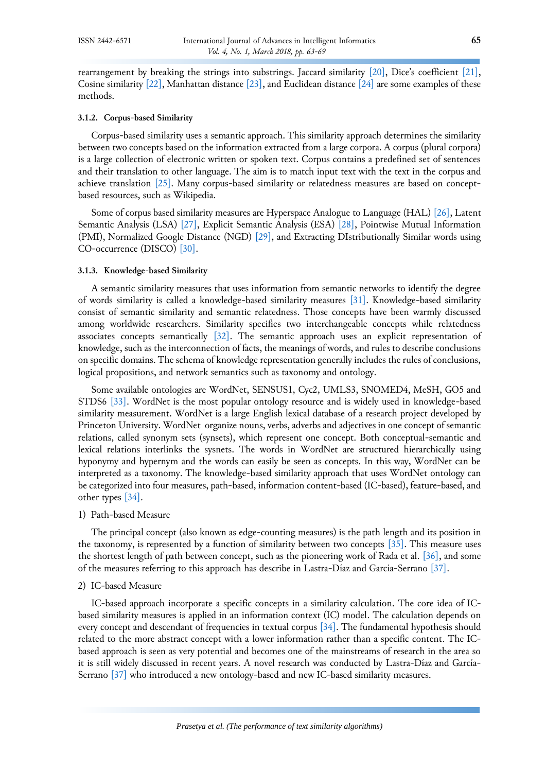rearrangement by breaking the strings into substrings. Jaccard similarity [20], Dice's coefficient [21], Cosine similarity [22], Manhattan distance [23], and Euclidean distance [24] are some examples of these methods.

#### 3.1.2. Corpus-based Similarity

Corpus-based similarity uses a semantic approach. This similarity approach determines the similarity between two concepts based on the information extracted from a large corpora. A corpus (plural corpora) is a large collection of electronic written or spoken text. Corpus contains a predefined set of sentences and their translation to other language. The aim is to match input text with the text in the corpus and achieve translation [25]. Many corpus-based similarity or relatedness measures are based on concept-based resources, such as Wikipedia.

Some of corpus based similarity measures are Hyperspace Analogue to Language (HAL) [26], Latent Semantic Analysis (LSA) [27], Explicit Semantic Analysis (ESA) [28], Pointwise Mutual Information (PMI), Normalized Google Distance (NGD) [29], and Extracting DIstributionally Similar words using CO-occurrence (DISCO) [30].

#### 3.1.3. Knowledge-based Similarity

A semantic similarity measures that uses information from semantic networks to identify the degree of words similarity is called a knowledge-based similarity measures [31]. Knowledge-based similarity consist of semantic similarity and semantic relatedness. Those concepts have been warmly discussed among worldwide researchers. Similarity specifies two interchangeable concepts while relatedness associates concepts semantically [32]. The semantic approach uses an explicit representation of knowledge, such as the interconnection of facts, the meanings of words, and rules to describe conclusions on specific domains. The schema of knowledge representation generally includes the rules of conclusions, logical propositions, and network semantics such as taxonomy and ontology.

Some available ontologies are WordNet, SENSUS1, Cyc2, UMLS3, SNOMED4, MeSH, GO5 and STDS6 [33]. WordNet is the most popular ontology resource and is widely used in knowledge-based similarity measurement. WordNet is a large English lexical database of a research project developed by Princeton University. WordNet organize nouns, verbs, adverbs and adjectives in one concept of semantic relations, called synonym sets (synsets), which represent one concept. Both conceptual-semantic and lexical relations interlinks the sysnets. The words in WordNet are structured hierarchically using hyponymy and hypernym and the words can easily be seen as concepts. In this way, WordNet can be interpreted as a taxonomy. The knowledge-based similarity approach that uses WordNet ontology can be categorized into four measures, path-based, information content-based (IC-based), feature-based, and other types [34].

1) Path-based Measure

The principal concept (also known as edge-counting measures) is the path length and its position in the taxonomy, is represented by a function of similarity between two concepts [35]. This measure uses the shortest length of path between concept, such as the pioneering work of Rada et al. [36], and some of the measures referring to this approach has describe in Lastra-Díaz and García-Serrano [37].

2) IC-based Measure

IC-based approach incorporate a specific concepts in a similarity calculation. The core idea of IC-based similarity measures is applied in an information context (IC) model. The calculation depends on every concept and descendant of frequencies in textual corpus [34]. The fundamental hypothesis should related to the more abstract concept with a lower information rather than a specific content. The IC-based approach is seen as very potential and becomes one of the mainstreams of research in the area so it is still widely discussed in recent years. A novel research was conducted by Lastra-Díaz and García-Serrano [37] who introduced a new ontology-based and new IC-based similarity measures.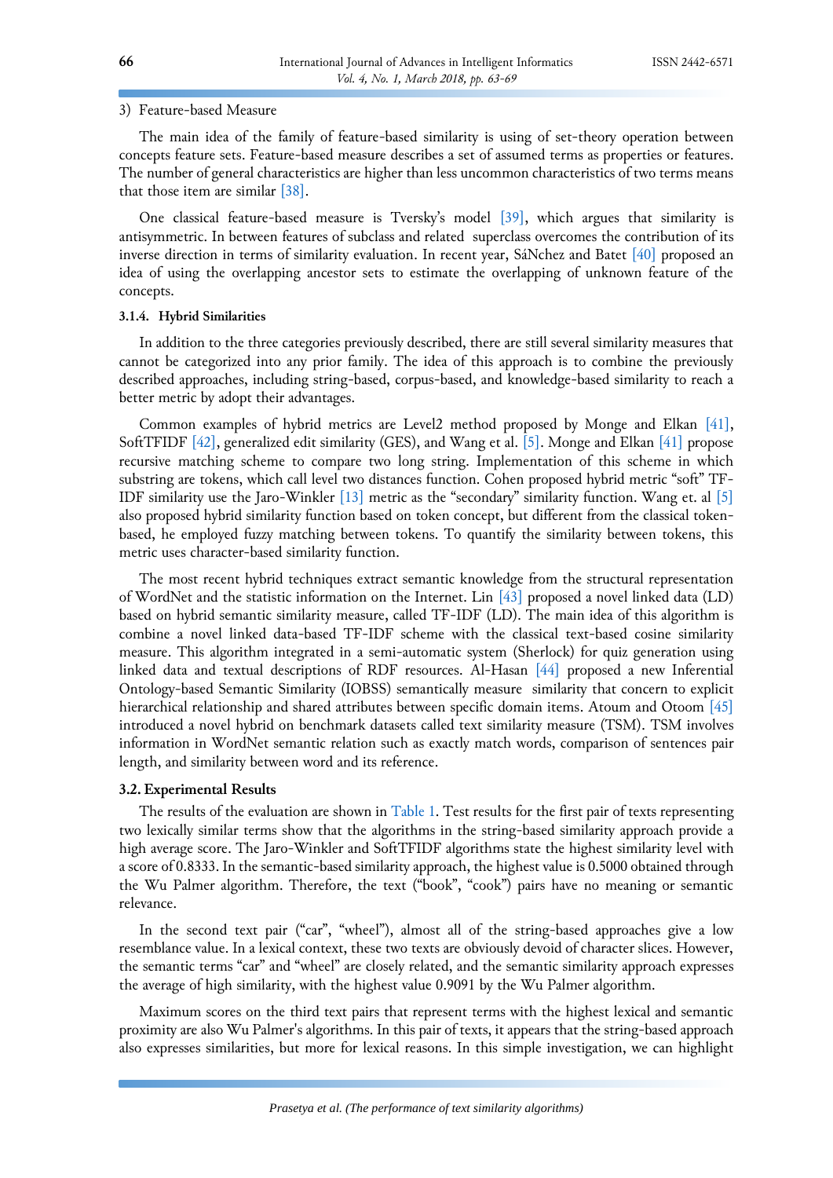3) Feature-based Measure

The main idea of the family of feature-based similarity is using of set-theory operation between concepts feature sets. Feature-based measure describes a set of assumed terms as properties or features. The number of general characteristics are higher than less uncommon characteristics of two terms means that those item are similar [38].

One classical feature-based measure is Tversky's model [39], which argues that similarity is antisymmetric. In between features of subclass and related superclass overcomes the contribution of its inverse direction in terms of similarity evaluation. In recent year, SáNchez and Batet [40] proposed an idea of using the overlapping ancestor sets to estimate the overlapping of unknown feature of the concepts.

#### 3.1.4. Hybrid Similarities

In addition to the three categories previously described, there are still several similarity measures that cannot be categorized into any prior family. The idea of this approach is to combine the previously described approaches, including string-based, corpus-based, and knowledge-based similarity to reach a better metric by adopt their advantages.

Common examples of hybrid metrics are Level2 method proposed by Monge and Elkan [41], SoftTFIDF [42], generalized edit similarity (GES), and Wang et al. [5]. Monge and Elkan [41] propose recursive matching scheme to compare two long string. Implementation of this scheme in which substring are tokens, which call level two distances function. Cohen proposed hybrid metric "soft" TF-IDF similarity use the Jaro-Winkler [13] metric as the "secondary" similarity function. Wang et. al [5] also proposed hybrid similarity function based on token concept, but different from the classical token-based, he employed fuzzy matching between tokens. To quantify the similarity between tokens, this metric uses character-based similarity function.

The most recent hybrid techniques extract semantic knowledge from the structural representation of WordNet and the statistic information on the Internet. Lin [43] proposed a novel linked data (LD) based on hybrid semantic similarity measure, called TF-IDF (LD). The main idea of this algorithm is combine a novel linked data-based TF-IDF scheme with the classical text-based cosine similarity measure. This algorithm integrated in a semi-automatic system (Sherlock) for quiz generation using linked data and textual descriptions of RDF resources. Al-Hasan [44] proposed a new Inferential Ontology-based Semantic Similarity (IOBSS) semantically measure similarity that concern to explicit hierarchical relationship and shared attributes between specific domain items. Atoum and Otoom [45] introduced a novel hybrid on benchmark datasets called text similarity measure (TSM). TSM involves information in WordNet semantic relation such as exactly match words, comparison of sentences pair length, and similarity between word and its reference.

### 3.2. Experimental Results

The results of the evaluation are shown in Table 1. Test results for the first pair of texts representing two lexically similar terms show that the algorithms in the string-based similarity approach provide a high average score. The Jaro-Winkler and SoftTFIDF algorithms state the highest similarity level with a score of 0.8333. In the semantic-based similarity approach, the highest value is 0.5000 obtained through the Wu Palmer algorithm. Therefore, the text ("book", "cook") pairs have no meaning or semantic relevance.

In the second text pair ("car", "wheel"), almost all of the string-based approaches give a low resemblance value. In a lexical context, these two texts are obviously devoid of character slices. However, the semantic terms "car" and "wheel" are closely related, and the semantic similarity approach expresses the average of high similarity, with the highest value 0.9091 by the Wu Palmer algorithm.

Maximum scores on the third text pairs that represent terms with the highest lexical and semantic proximity are also Wu Palmer's algorithms. In this pair of texts, it appears that the string-based approach also expresses similarities, but more for lexical reasons. In this simple investigation, we can highlight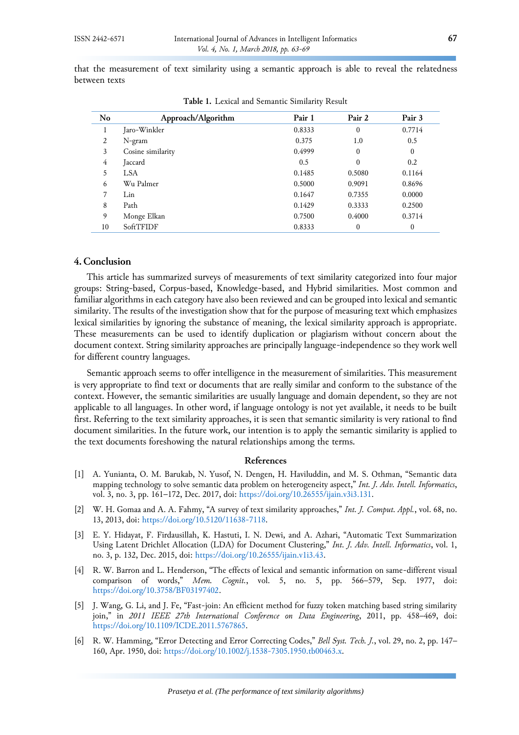that the measurement of text similarity using a semantic approach is able to reveal the relatedness between texts

**Table 1.** Lexical and Semantic Similarity Result

| No | Approach/Algorithm | Pair 1 | Pair 2 | Pair 3 |
|---|---|---|---|---|
| 1 | Jaro-Winkler | 0.8333 | 0 | 0.7714 |
| 2 | N-gram | 0.375 | 1.0 | 0.5 |
| 3 | Cosine similarity | 0.4999 | 0 | 0 |
| 4 | Jaccard | 0.5 | 0 | 0.2 |
| 5 | LSA | 0.1485 | 0.5080 | 0.1164 |
| 6 | Wu Palmer | 0.5000 | 0.9091 | 0.8696 |
| 7 | Lin | 0.1647 | 0.7355 | 0.0000 |
| 8 | Path | 0.1429 | 0.3333 | 0.2500 |
| 9 | Monge Elkan | 0.7500 | 0.4000 | 0.3714 |
| 10 | SoftTFIDF | 0.8333 | 0 | 0 |

## 4. Conclusion

This article has summarized surveys of measurements of text similarity categorized into four major groups: String-based, Corpus-based, Knowledge-based, and Hybrid similarities. Most common and familiar algorithms in each category have also been reviewed and can be grouped into lexical and semantic similarity. The results of the investigation show that for the purpose of measuring text which emphasizes lexical similarities by ignoring the substance of meaning, the lexical similarity approach is appropriate. These measurements can be used to identify duplication or plagiarism without concern about the document context. String similarity approaches are principally language-independence so they work well for different country languages.

Semantic approach seems to offer intelligence in the measurement of similarities. This measurement is very appropriate to find text or documents that are really similar and conform to the substance of the context. However, the semantic similarities are usually language and domain dependent, so they are not applicable to all languages. In other word, if language ontology is not yet available, it needs to be built first. Referring to the text similarity approaches, it is seen that semantic similarity is very rational to find document similarities. In the future work, our intention is to apply the semantic similarity is applied to the text documents foreshowing the natural relationships among the terms.

## References

[1] A. Yunianta, O. M. Barukab, N. Yusof, N. Dengen, H. Haviluddin, and M. S. Othman, "Semantic data mapping technology to solve semantic data problem on heterogeneity aspect," *Int. J. Adv. Intell. Informatics*, vol. 3, no. 3, pp. 161–172, Dec. 2017, doi: https://doi.org/10.26555/ijain.v3i3.131.

[2] W. H. Gomaa and A. A. Fahmy, "A survey of text similarity approaches," *Int. J. Comput. Appl.*, vol. 68, no. 13, 2013, doi: https://doi.org/10.5120/11638-7118.

[3] E. Y. Hidayat, F. Firdausillah, K. Hastuti, I. N. Dewi, and A. Azhari, "Automatic Text Summarization Using Latent Drichlet Allocation (LDA) for Document Clustering," *Int. J. Adv. Intell. Informatics*, vol. 1, no. 3, p. 132, Dec. 2015, doi: https://doi.org/10.26555/ijain.v1i3.43.

[4] R. W. Barron and L. Henderson, "The effects of lexical and semantic information on same-different visual comparison of words," *Mem. Cognit.*, vol. 5, no. 5, pp. 566–579, Sep. 1977, doi: https://doi.org/10.3758/BF03197402.

[5] J. Wang, G. Li, and J. Fe, "Fast-join: An efficient method for fuzzy token matching based string similarity join," in *2011 IEEE 27th International Conference on Data Engineering*, 2011, pp. 458–469, doi: https://doi.org/10.1109/ICDE.2011.5767865.

[6] R. W. Hamming, "Error Detecting and Error Correcting Codes," *Bell Syst. Tech. J.*, vol. 29, no. 2, pp. 147–160, Apr. 1950, doi: https://doi.org/10.1002/j.1538-7305.1950.tb00463.x.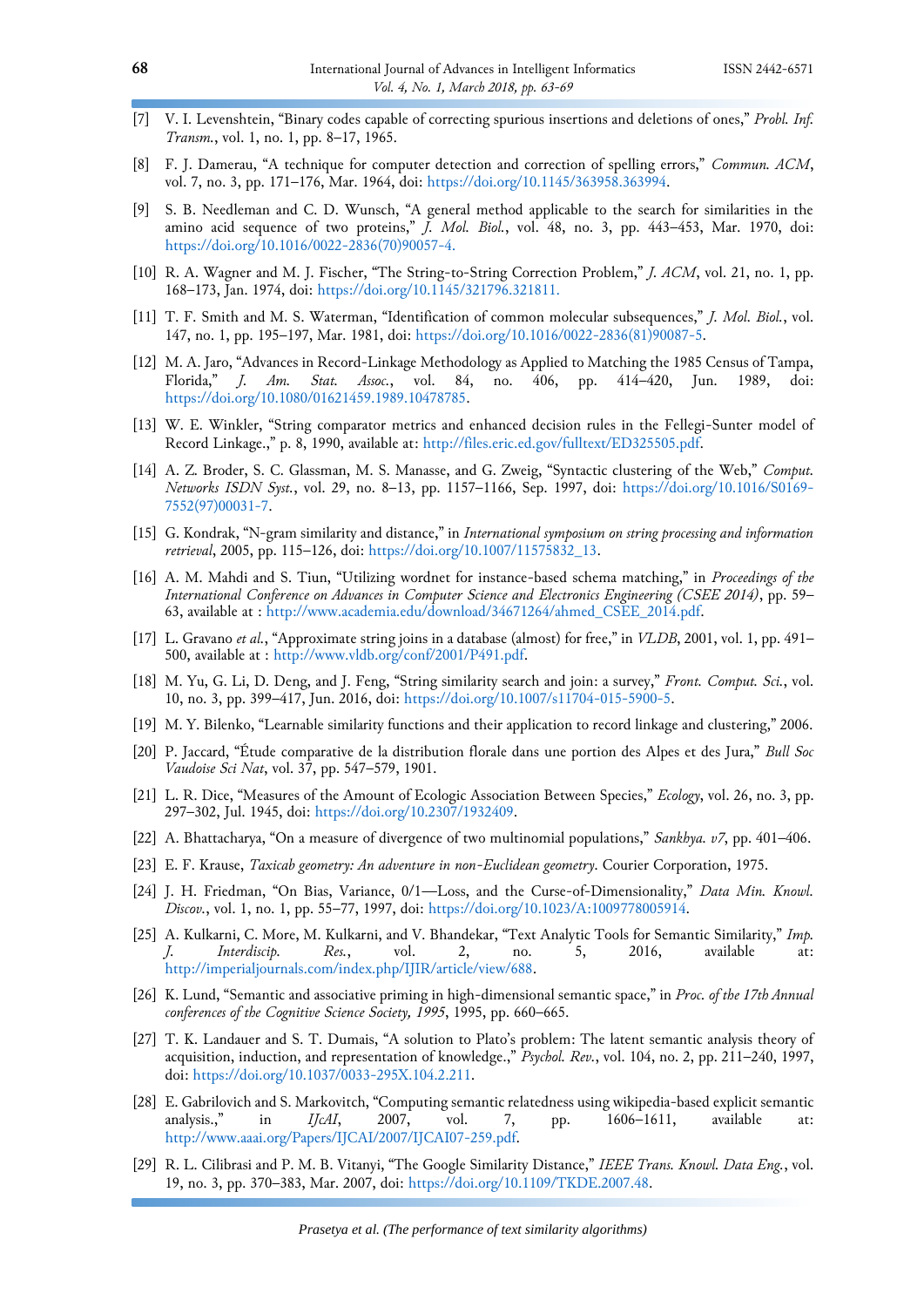[7] V. I. Levenshtein, "Binary codes capable of correcting spurious insertions and deletions of ones," *Probl. Inf. Transm.*, vol. 1, no. 1, pp. 8–17, 1965.

[8] F. J. Damerau, "A technique for computer detection and correction of spelling errors," *Commun. ACM*, vol. 7, no. 3, pp. 171–176, Mar. 1964, doi: https://doi.org/10.1145/363958.363994.

[9] S. B. Needleman and C. D. Wunsch, "A general method applicable to the search for similarities in the amino acid sequence of two proteins," *J. Mol. Biol.*, vol. 48, no. 3, pp. 443–453, Mar. 1970, doi: https://doi.org/10.1016/0022-2836(70)90057-4.

[10] R. A. Wagner and M. J. Fischer, "The String-to-String Correction Problem," *J. ACM*, vol. 21, no. 1, pp. 168–173, Jan. 1974, doi: https://doi.org/10.1145/321796.321811.

[11] T. F. Smith and M. S. Waterman, "Identification of common molecular subsequences," *J. Mol. Biol.*, vol. 147, no. 1, pp. 195–197, Mar. 1981, doi: https://doi.org/10.1016/0022-2836(81)90087-5.

[12] M. A. Jaro, "Advances in Record-Linkage Methodology as Applied to Matching the 1985 Census of Tampa, Florida," *J. Am. Stat. Assoc.*, vol. 84, no. 406, pp. 414–420, Jun. 1989, doi: https://doi.org/10.1080/01621459.1989.10478785.

[13] W. E. Winkler, "String comparator metrics and enhanced decision rules in the Fellegi-Sunter model of Record Linkage.," p. 8, 1990, available at: http://files.eric.ed.gov/fulltext/ED325505.pdf.

[14] A. Z. Broder, S. C. Glassman, M. S. Manasse, and G. Zweig, "Syntactic clustering of the Web," *Comput. Networks ISDN Syst.*, vol. 29, no. 8–13, pp. 1157–1166, Sep. 1997, doi: https://doi.org/10.1016/S0169-7552(97)00031-7.

[15] G. Kondrak, "N-gram similarity and distance," in *International symposium on string processing and information retrieval*, 2005, pp. 115–126, doi: https://doi.org/10.1007/11575832_13.

[16] A. M. Mahdi and S. Tiun, "Utilizing wordnet for instance-based schema matching," in *Proceedings of the International Conference on Advances in Computer Science and Electronics Engineering (CSEE 2014)*, pp. 59–63, available at : http://www.academia.edu/download/34671264/ahmed_CSEE_2014.pdf.

[17] L. Gravano *et al.*, "Approximate string joins in a database (almost) for free," in *VLDB*, 2001, vol. 1, pp. 491–500, available at : http://www.vldb.org/conf/2001/P491.pdf.

[18] M. Yu, G. Li, D. Deng, and J. Feng, "String similarity search and join: a survey," *Front. Comput. Sci.*, vol. 10, no. 3, pp. 399–417, Jun. 2016, doi: https://doi.org/10.1007/s11704-015-5900-5.

[19] M. Y. Bilenko, "Learnable similarity functions and their application to record linkage and clustering," 2006.

[20] P. Jaccard, "Étude comparative de la distribution florale dans une portion des Alpes et des Jura," *Bull Soc Vaudoise Sci Nat*, vol. 37, pp. 547–579, 1901.

[21] L. R. Dice, "Measures of the Amount of Ecologic Association Between Species," *Ecology*, vol. 26, no. 3, pp. 297–302, Jul. 1945, doi: https://doi.org/10.2307/1932409.

[22] A. Bhattacharya, "On a measure of divergence of two multinomial populations," *Sankhya. v7*, pp. 401–406.

[23] E. F. Krause, *Taxicab geometry: An adventure in non-Euclidean geometry*. Courier Corporation, 1975.

[24] J. H. Friedman, "On Bias, Variance, 0/1—Loss, and the Curse-of-Dimensionality," *Data Min. Knowl. Discov.*, vol. 1, no. 1, pp. 55–77, 1997, doi: https://doi.org/10.1023/A:1009778005914.

[25] A. Kulkarni, C. More, M. Kulkarni, and V. Bhandekar, "Text Analytic Tools for Semantic Similarity," *Imp. J. Interdiscip. Res.*, vol. 2, no. 5, 2016, available at: http://imperialjournals.com/index.php/IJIR/article/view/688.

[26] K. Lund, "Semantic and associative priming in high-dimensional semantic space," in *Proc. of the 17th Annual conferences of the Cognitive Science Society, 1995*, 1995, pp. 660–665.

[27] T. K. Landauer and S. T. Dumais, "A solution to Plato's problem: The latent semantic analysis theory of acquisition, induction, and representation of knowledge.," *Psychol. Rev.*, vol. 104, no. 2, pp. 211–240, 1997, doi: https://doi.org/10.1037/0033-295X.104.2.211.

[28] E. Gabrilovich and S. Markovitch, "Computing semantic relatedness using wikipedia-based explicit semantic analysis.," in *IJcAI*, 2007, vol. 7, pp. 1606–1611, available at: http://www.aaai.org/Papers/IJCAI/2007/IJCAI07-259.pdf.

[29] R. L. Cilibrasi and P. M. B. Vitanyi, "The Google Similarity Distance," *IEEE Trans. Knowl. Data Eng.*, vol. 19, no. 3, pp. 370–383, Mar. 2007, doi: https://doi.org/10.1109/TKDE.2007.48.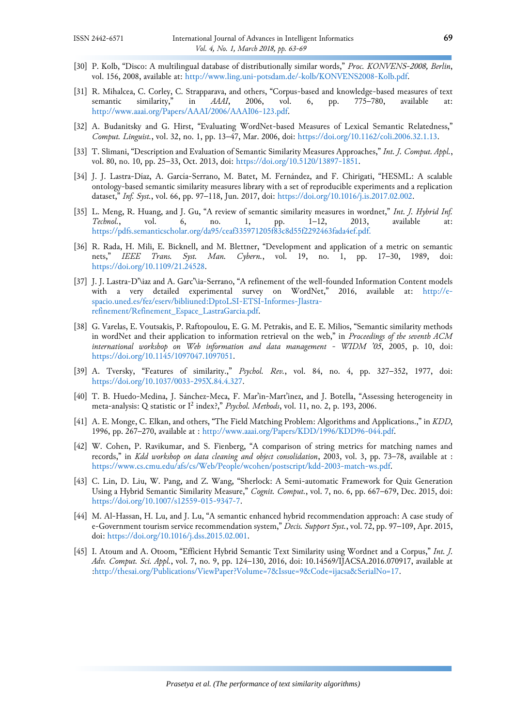[30] P. Kolb, “Disco: A multilingual database of distributionally similar words,” *Proc. KONVENS-2008, Berlin*, vol. 156, 2008, available at: http://www.ling.uni-potsdam.de/-kolb/KONVENS2008-Kolb.pdf.

[31] R. Mihalcea, C. Corley, C. Strapparava, and others, “Corpus-based and knowledge-based measures of text semantic similarity,” in *AAAI*, 2006, vol. 6, pp. 775–780, available at: http://www.aaai.org/Papers/AAAI/2006/AAAI06-123.pdf.

[32] A. Budanitsky and G. Hirst, “Evaluating WordNet-based Measures of Lexical Semantic Relatedness,” *Comput. Linguist.*, vol. 32, no. 1, pp. 13–47, Mar. 2006, doi: https://doi.org/10.1162/coli.2006.32.1.13.

[33] T. Slimani, “Description and Evaluation of Semantic Similarity Measures Approaches,” *Int. J. Comput. Appl.*, vol. 80, no. 10, pp. 25–33, Oct. 2013, doi: https://doi.org/10.5120/13897-1851.

[34] J. J. Lastra-Díaz, A. García-Serrano, M. Batet, M. Fernández, and F. Chirigati, “HESML: A scalable ontology-based semantic similarity measures library with a set of reproducible experiments and a replication dataset,” *Inf. Syst.*, vol. 66, pp. 97–118, Jun. 2017, doi: https://doi.org/10.1016/j.is.2017.02.002.

[35] L. Meng, R. Huang, and J. Gu, “A review of semantic similarity measures in wordnet,” *Int. J. Hybrid Inf. Technol.*, vol. 6, no. 1, pp. 1–12, 2013, available at: https://pdfs.semanticscholar.org/da95/ceaf335971205f83c8d55f2292463fada4ef.pdf.

[36] R. Rada, H. Mili, E. Bicknell, and M. Blettner, “Development and application of a metric on semantic nets,” *IEEE Trans. Syst. Man. Cybern.*, vol. 19, no. 1, pp. 17–30, 1989, doi: https://doi.org/10.1109/21.24528.

[37] J. J. Lastra-D'\iaz and A. Garc'\ia-Serrano, “A refinement of the well-founded Information Content models with a very detailed experimental survey on WordNet,” 2016, available at: http://e-spacio.uned.es/fez/eserv/bibliuned:DptoLSI-ETSI-Informes-Jlastra-refinement/Refinement_Espace_LastraGarcia.pdf.

[38] G. Varelas, E. Voutsakis, P. Raftopoulou, E. G. M. Petrakis, and E. E. Milios, “Semantic similarity methods in wordNet and their application to information retrieval on the web,” in *Proceedings of the seventh ACM international workshop on Web information and data management - WIDM '05*, 2005, p. 10, doi: https://doi.org/10.1145/1097047.1097051.

[39] A. Tversky, “Features of similarity.,” *Psychol. Rev.*, vol. 84, no. 4, pp. 327–352, 1977, doi: https://doi.org/10.1037/0033-295X.84.4.327.

[40] T. B. Huedo-Medina, J. Sánchez-Meca, F. Mar'in-Mart'inez, and J. Botella, “Assessing heterogeneity in meta-analysis: Q statistic or $I^2$ index?,” *Psychol. Methods*, vol. 11, no. 2, p. 193, 2006.

[41] A. E. Monge, C. Elkan, and others, “The Field Matching Problem: Algorithms and Applications.,” in *KDD*, 1996, pp. 267–270, available at : http://www.aaai.org/Papers/KDD/1996/KDD96-044.pdf.

[42] W. Cohen, P. Ravikumar, and S. Fienberg, “A comparison of string metrics for matching names and records,” in *Kdd workshop on data cleaning and object consolidation*, 2003, vol. 3, pp. 73–78, available at : https://www.cs.cmu.edu/afs/cs/Web/People/wcohen/postscript/kdd-2003-match-ws.pdf.

[43] C. Lin, D. Liu, W. Pang, and Z. Wang, “Sherlock: A Semi-automatic Framework for Quiz Generation Using a Hybrid Semantic Similarity Measure,” *Cognit. Comput.*, vol. 7, no. 6, pp. 667–679, Dec. 2015, doi: https://doi.org/10.1007/s12559-015-9347-7.

[44] M. Al-Hassan, H. Lu, and J. Lu, “A semantic enhanced hybrid recommendation approach: A case study of e-Government tourism service recommendation system,” *Decis. Support Syst.*, vol. 72, pp. 97–109, Apr. 2015, doi: https://doi.org/10.1016/j.dss.2015.02.001.

[45] I. Atoum and A. Otoom, “Efficient Hybrid Semantic Text Similarity using Wordnet and a Corpus,” *Int. J. Adv. Comput. Sci. Appl.*, vol. 7, no. 9, pp. 124–130, 2016, doi: 10.14569/IJACSA.2016.070917, available at :http://thesai.org/Publications/ViewPaper?Volume=7&Issue=9&Code=ijacsa&SerialNo=17.